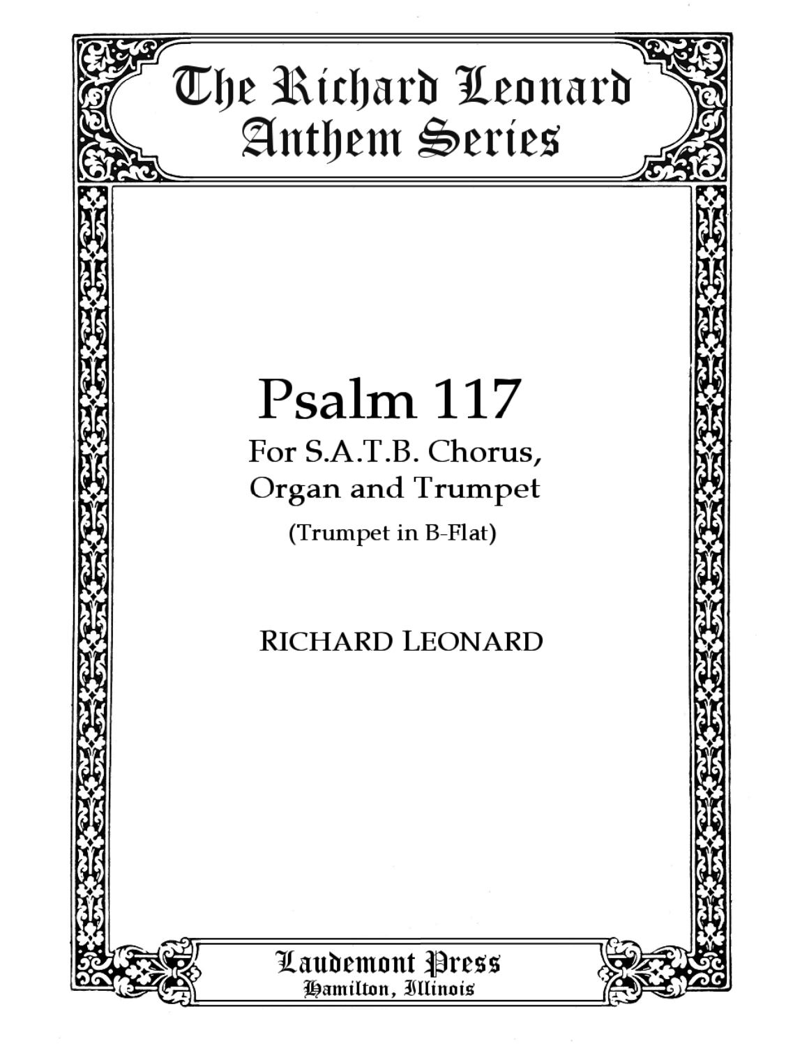# The Richard Leonard Anthem Series

# Psalm 117

## For S.A.T.B. Chorus, Organ and Trumpet

(Trumpet in B-Flat)

RICHARD LEONARD

**Laudemont Press**
Hamilton, Illinois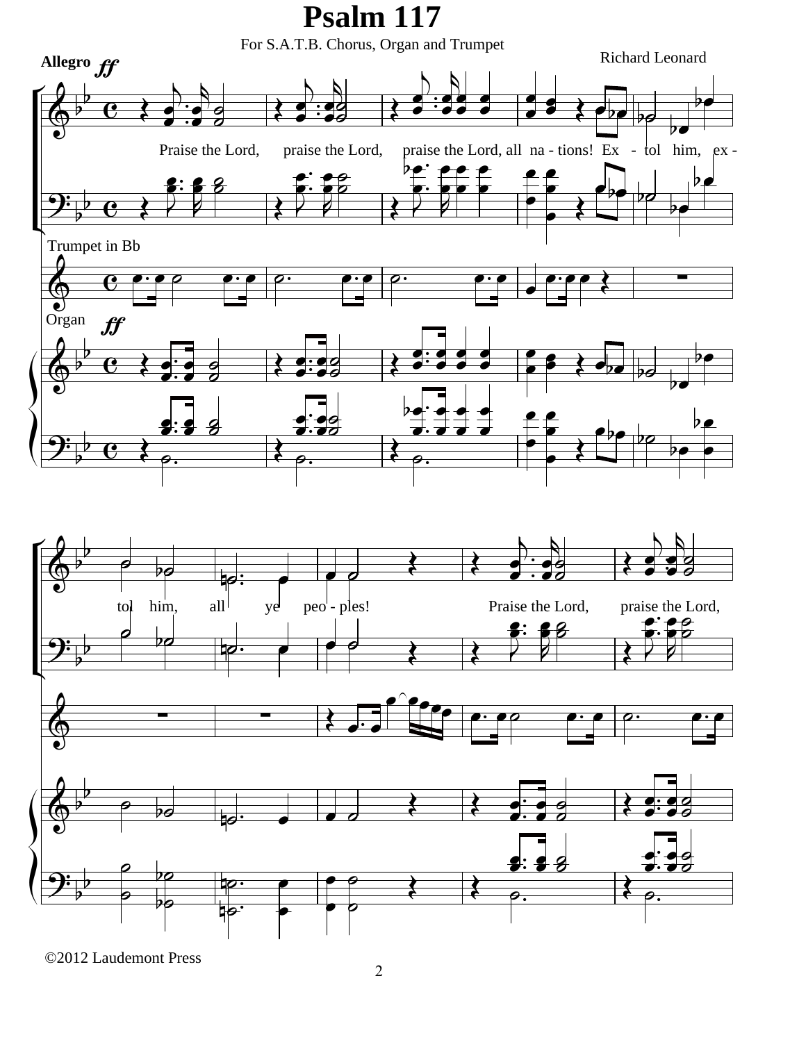# Psalm 117

For S.A.T.B. Chorus, Organ and Trumpet

Richard Leonard

Allegro *ff*

Praise the Lord, praise the Lord, praise the Lord, all na - tions! Ex - tol him, ex - tol him, all ye peo - ples! Praise the Lord, praise the Lord,

Trumpet in Bb

Organ *ff*

©2012 Laudemont Press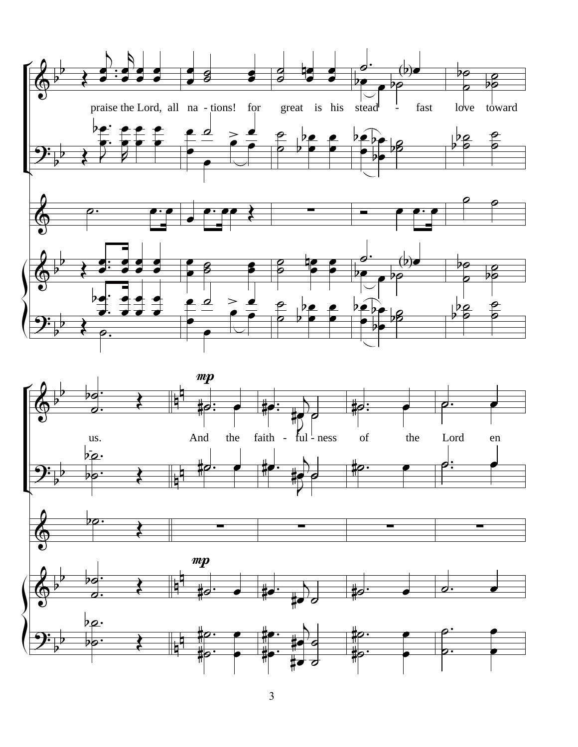praise the Lord, all na - tions! for great is his stead - fast love toward us.

*mp*

And the faith - ful - ness of the Lord en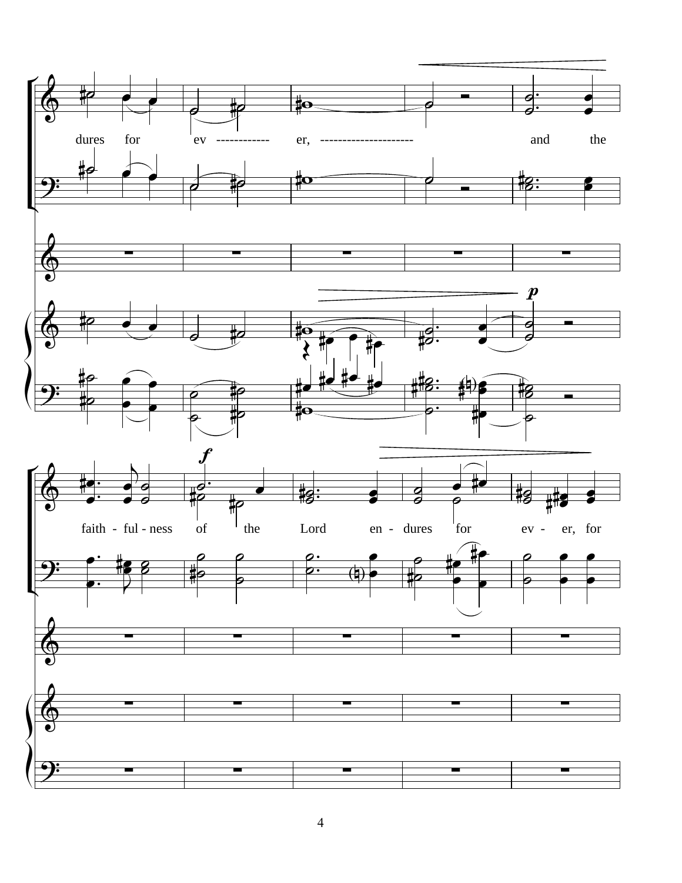dures for ev ------------ er, --------------------- and the

faith - ful - ness of the Lord en - dures for ev - er, for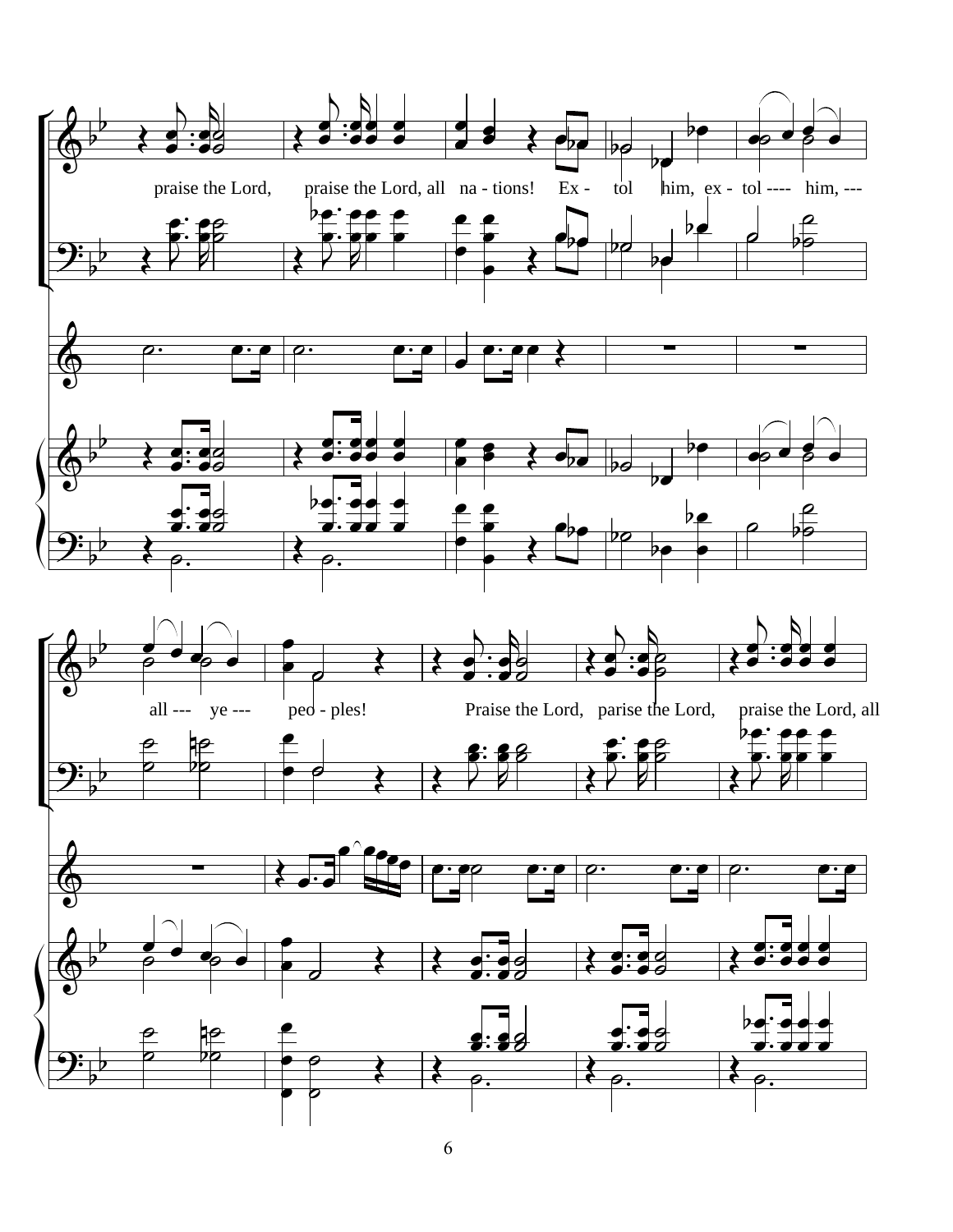praise the Lord, praise the Lord, all na - tions! Ex - tol him, ex - tol ---- him, ---

all --- ye --- peo - ples! Praise the Lord, parise the Lord, praise the Lord, all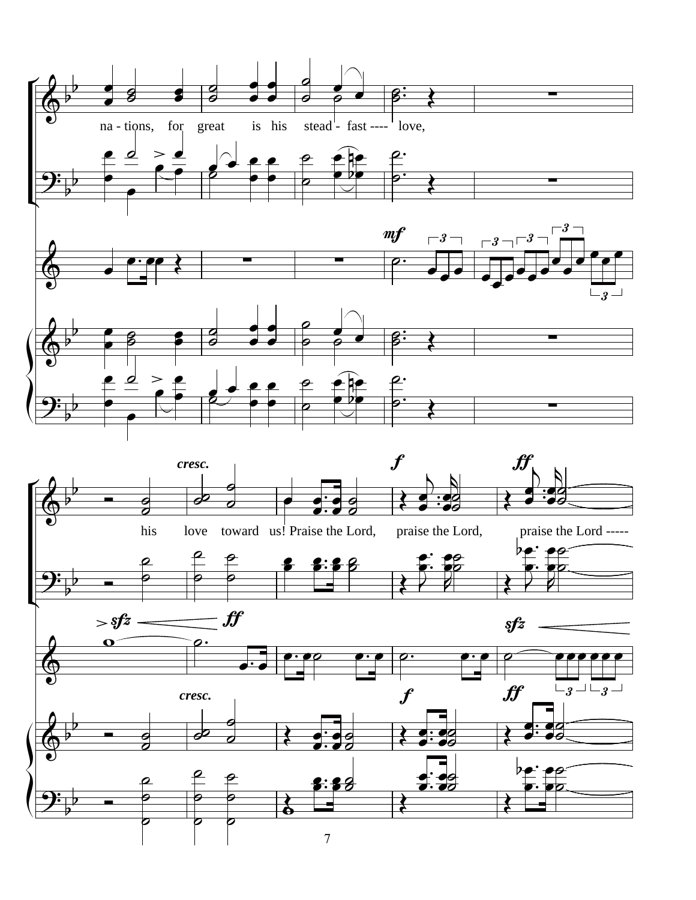na - tions, for great is his stead - fast ---- love,

his love toward us! Praise the Lord, praise the Lord, praise the Lord -----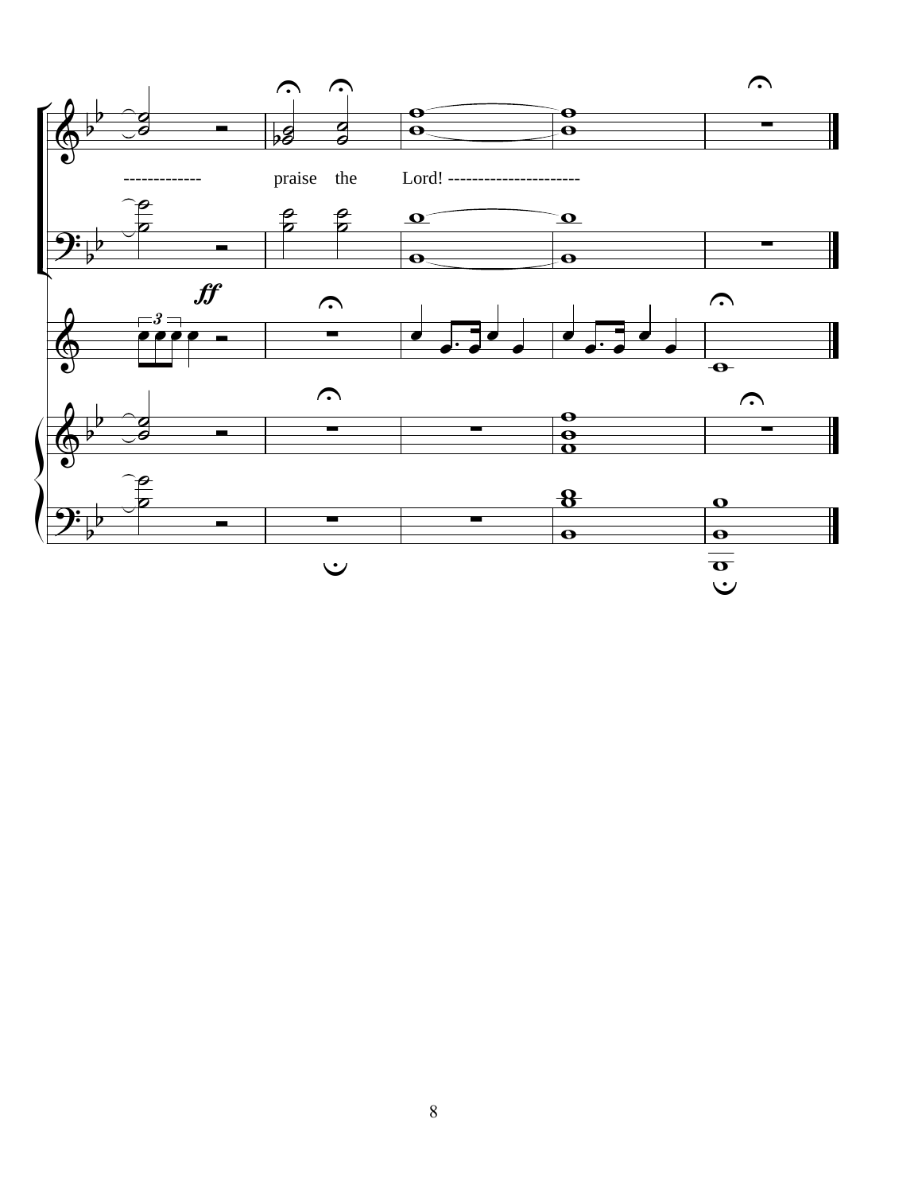------------- praise the Lord! ----------------------

*ff*